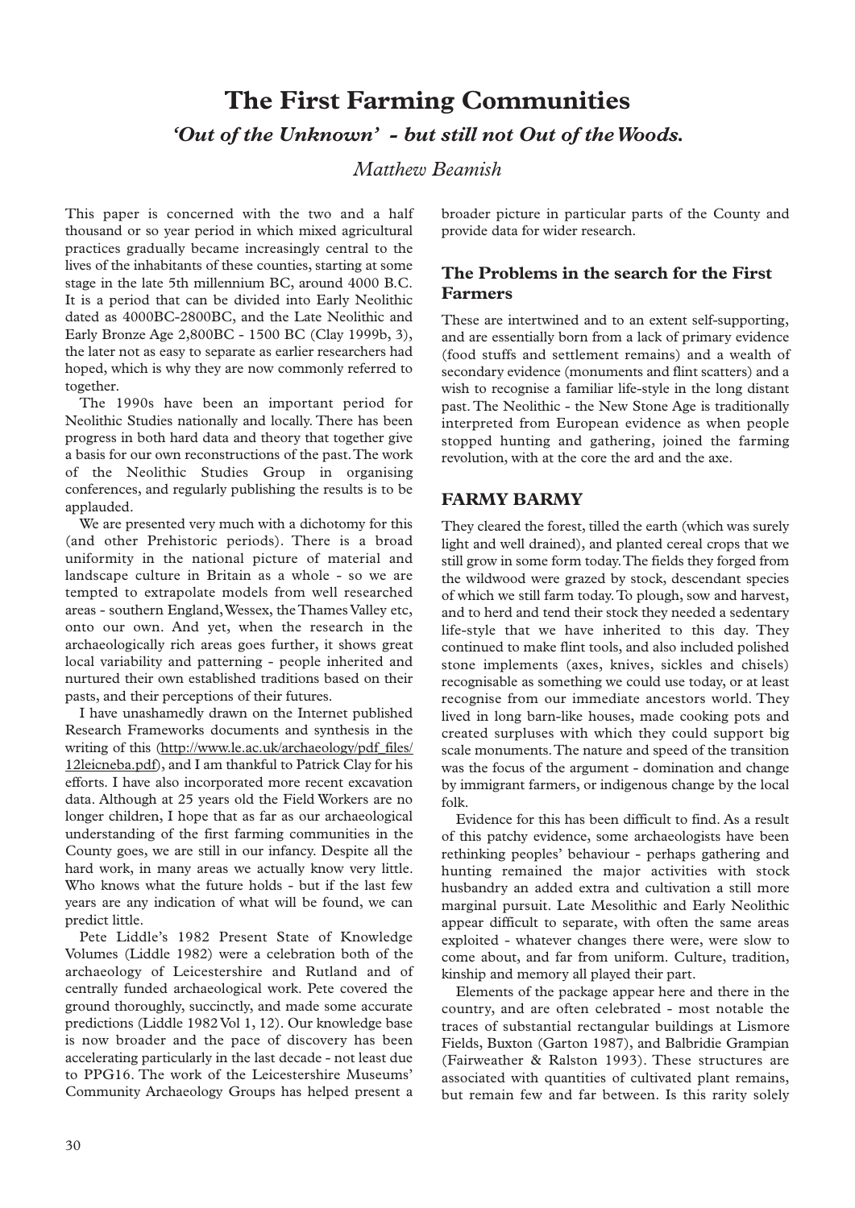# The First Farming Communities

## *'Out of the Unknown' - but still not Out of the Woods.*

*Matthew Beamish*

This paper is concerned with the two and a half thousand or so year period in which mixed agricultural practices gradually became increasingly central to the lives of the inhabitants of these counties, starting at some stage in the late 5th millennium BC, around 4000 B.C. It is a period that can be divided into Early Neolithic dated as 4000BC-2800BC, and the Late Neolithic and Early Bronze Age 2,800BC - 1500 BC (Clay 1999b, 3), the later not as easy to separate as earlier researchers had hoped, which is why they are now commonly referred to together.

The 1990s have been an important period for Neolithic Studies nationally and locally. There has been progress in both hard data and theory that together give a basis for our own reconstructions of the past. The work of the Neolithic Studies Group in organising conferences, and regularly publishing the results is to be applauded.

We are presented very much with a dichotomy for this (and other Prehistoric periods). There is a broad uniformity in the national picture of material and landscape culture in Britain as a whole - so we are tempted to extrapolate models from well researched areas - southern England, Wessex, the Thames Valley etc, onto our own. And yet, when the research in the archaeologically rich areas goes further, it shows great local variability and patterning - people inherited and nurtured their own established traditions based on their pasts, and their perceptions of their futures.

I have unashamedly drawn on the Internet published Research Frameworks documents and synthesis in the writing of this (http://www.le.ac.uk/archaeology/pdf_files/12leicneba.pdf), and I am thankful to Patrick Clay for his efforts. I have also incorporated more recent excavation data. Although at 25 years old the Field Workers are no longer children, I hope that as far as our archaeological understanding of the first farming communities in the County goes, we are still in our infancy. Despite all the hard work, in many areas we actually know very little. Who knows what the future holds - but if the last few years are any indication of what will be found, we can predict little.

Pete Liddle's 1982 Present State of Knowledge Volumes (Liddle 1982) were a celebration both of the archaeology of Leicestershire and Rutland and of centrally funded archaeological work. Pete covered the ground thoroughly, succinctly, and made some accurate predictions (Liddle 1982 Vol 1, 12). Our knowledge base is now broader and the pace of discovery has been accelerating particularly in the last decade - not least due to PPG16. The work of the Leicestershire Museums' Community Archaeology Groups has helped present a broader picture in particular parts of the County and provide data for wider research.

### The Problems in the search for the First Farmers

These are intertwined and to an extent self-supporting, and are essentially born from a lack of primary evidence (food stuffs and settlement remains) and a wealth of secondary evidence (monuments and flint scatters) and a wish to recognise a familiar life-style in the long distant past. The Neolithic - the New Stone Age is traditionally interpreted from European evidence as when people stopped hunting and gathering, joined the farming revolution, with at the core the ard and the axe.

### FARMY BARMY

They cleared the forest, tilled the earth (which was surely light and well drained), and planted cereal crops that we still grow in some form today. The fields they forged from the wildwood were grazed by stock, descendant species of which we still farm today. To plough, sow and harvest, and to herd and tend their stock they needed a sedentary life-style that we have inherited to this day. They continued to make flint tools, and also included polished stone implements (axes, knives, sickles and chisels) recognisable as something we could use today, or at least recognise from our immediate ancestors world. They lived in long barn-like houses, made cooking pots and created surpluses with which they could support big scale monuments. The nature and speed of the transition was the focus of the argument - domination and change by immigrant farmers, or indigenous change by the local folk.

Evidence for this has been difficult to find. As a result of this patchy evidence, some archaeologists have been rethinking peoples' behaviour - perhaps gathering and hunting remained the major activities with stock husbandry an added extra and cultivation a still more marginal pursuit. Late Mesolithic and Early Neolithic appear difficult to separate, with often the same areas exploited - whatever changes there were, were slow to come about, and far from uniform. Culture, tradition, kinship and memory all played their part.

Elements of the package appear here and there in the country, and are often celebrated - most notable the traces of substantial rectangular buildings at Lismore Fields, Buxton (Garton 1987), and Balbridie Grampian (Fairweather & Ralston 1993). These structures are associated with quantities of cultivated plant remains, but remain few and far between. Is this rarity solely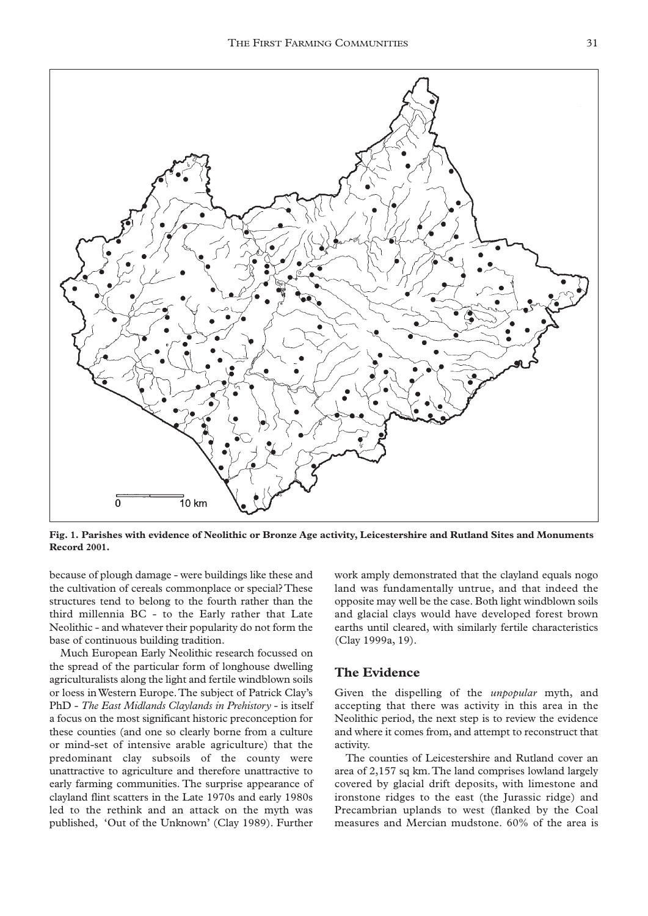**Fig. 1. Parishes with evidence of Neolithic or Bronze Age activity, Leicestershire and Rutland Sites and Monuments Record 2001.**

because of plough damage - were buildings like these and the cultivation of cereals commonplace or special? These structures tend to belong to the fourth rather than the third millennia BC - to the Early rather that Late Neolithic - and whatever their popularity do not form the base of continuous building tradition.

Much European Early Neolithic research focussed on the spread of the particular form of longhouse dwelling agriculturalists along the light and fertile windblown soils or loess in Western Europe. The subject of Patrick Clay's PhD - *The East Midlands Claylands in Prehistory* - is itself a focus on the most significant historic preconception for these counties (and one so clearly borne from a culture or mind-set of intensive arable agriculture) that the predominant clay subsoils of the county were unattractive to agriculture and therefore unattractive to early farming communities. The surprise appearance of clayland flint scatters in the Late 1970s and early 1980s led to the rethink and an attack on the myth was published, 'Out of the Unknown' (Clay 1989). Further work amply demonstrated that the clayland equals nogo land was fundamentally untrue, and that indeed the opposite may well be the case. Both light windblown soils and glacial clays would have developed forest brown earths until cleared, with similarly fertile characteristics (Clay 1999a, 19).

## The Evidence

Given the dispelling of the *unpopular* myth, and accepting that there was activity in this area in the Neolithic period, the next step is to review the evidence and where it comes from, and attempt to reconstruct that activity.

The counties of Leicestershire and Rutland cover an area of 2,157 sq km. The land comprises lowland largely covered by glacial drift deposits, with limestone and ironstone ridges to the east (the Jurassic ridge) and Precambrian uplands to west (flanked by the Coal measures and Mercian mudstone. 60% of the area is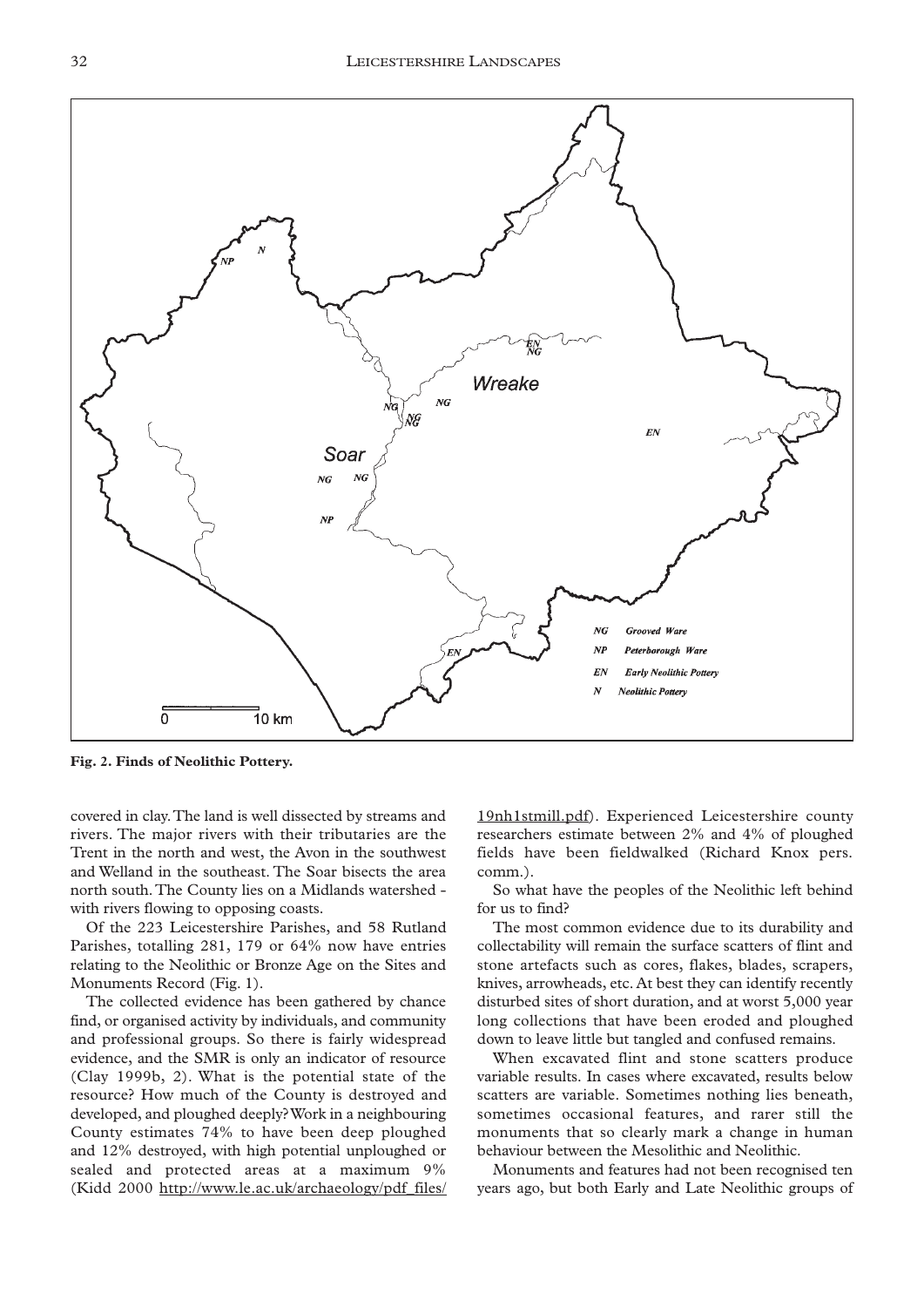Fig. 2. Finds of Neolithic Pottery.

covered in clay. The land is well dissected by streams and rivers. The major rivers with their tributaries are the Trent in the north and west, the Avon in the southwest and Welland in the southeast. The Soar bisects the area north south. The County lies on a Midlands watershed - with rivers flowing to opposing coasts.

Of the 223 Leicestershire Parishes, and 58 Rutland Parishes, totalling 281, 179 or 64% now have entries relating to the Neolithic or Bronze Age on the Sites and Monuments Record (Fig. 1).

The collected evidence has been gathered by chance find, or organised activity by individuals, and community and professional groups. So there is fairly widespread evidence, and the SMR is only an indicator of resource (Clay 1999b, 2). What is the potential state of the resource? How much of the County is destroyed and developed, and ploughed deeply? Work in a neighbouring County estimates 74% to have been deep ploughed and 12% destroyed, with high potential unploughed or sealed and protected areas at a maximum 9% (Kidd 2000 http://www.le.ac.uk/archaeology/pdf_files/19nh1stmill.pdf). Experienced Leicestershire county researchers estimate between 2% and 4% of ploughed fields have been fieldwalked (Richard Knox pers. comm.).

So what have the peoples of the Neolithic left behind for us to find?

The most common evidence due to its durability and collectability will remain the surface scatters of flint and stone artefacts such as cores, flakes, blades, scrapers, knives, arrowheads, etc. At best they can identify recently disturbed sites of short duration, and at worst 5,000 year long collections that have been eroded and ploughed down to leave little but tangled and confused remains.

When excavated flint and stone scatters produce variable results. In cases where excavated, results below scatters are variable. Sometimes nothing lies beneath, sometimes occasional features, and rarer still the monuments that so clearly mark a change in human behaviour between the Mesolithic and Neolithic.

Monuments and features had not been recognised ten years ago, but both Early and Late Neolithic groups of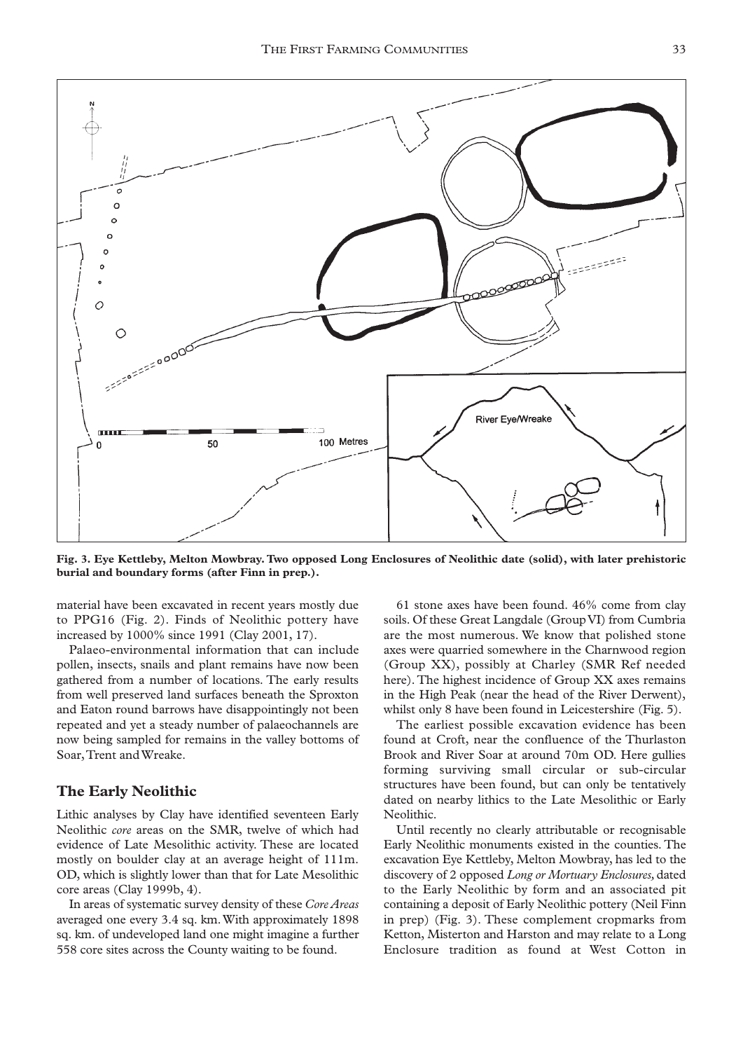**Fig. 3. Eye Kettleby, Melton Mowbray. Two opposed Long Enclosures of Neolithic date (solid), with later prehistoric burial and boundary forms (after Finn in prep.).**

material have been excavated in recent years mostly due to PPG16 (Fig. 2). Finds of Neolithic pottery have increased by 1000% since 1991 (Clay 2001, 17).

Palaeo-environmental information that can include pollen, insects, snails and plant remains have now been gathered from a number of locations. The early results from well preserved land surfaces beneath the Sproxton and Eaton round barrows have disappointingly not been repeated and yet a steady number of palaeochannels are now being sampled for remains in the valley bottoms of Soar, Trent and Wreake.

## The Early Neolithic

Lithic analyses by Clay have identified seventeen Early Neolithic *core* areas on the SMR, twelve of which had evidence of Late Mesolithic activity. These are located mostly on boulder clay at an average height of 111m. OD, which is slightly lower than that for Late Mesolithic core areas (Clay 1999b, 4).

In areas of systematic survey density of these *Core Areas* averaged one every 3.4 sq. km. With approximately 1898 sq. km. of undeveloped land one might imagine a further 558 core sites across the County waiting to be found.

61 stone axes have been found. 46% come from clay soils. Of these Great Langdale (Group VI) from Cumbria are the most numerous. We know that polished stone axes were quarried somewhere in the Charnwood region (Group XX), possibly at Charley (SMR Ref needed here). The highest incidence of Group XX axes remains in the High Peak (near the head of the River Derwent), whilst only 8 have been found in Leicestershire (Fig. 5).

The earliest possible excavation evidence has been found at Croft, near the confluence of the Thurlaston Brook and River Soar at around 70m OD. Here gullies forming surviving small circular or sub-circular structures have been found, but can only be tentatively dated on nearby lithics to the Late Mesolithic or Early Neolithic.

Until recently no clearly attributable or recognisable Early Neolithic monuments existed in the counties. The excavation Eye Kettleby, Melton Mowbray, has led to the discovery of 2 opposed *Long or Mortuary Enclosures,* dated to the Early Neolithic by form and an associated pit containing a deposit of Early Neolithic pottery (Neil Finn in prep) (Fig. 3). These complement cropmarks from Ketton, Misterton and Harston and may relate to a Long Enclosure tradition as found at West Cotton in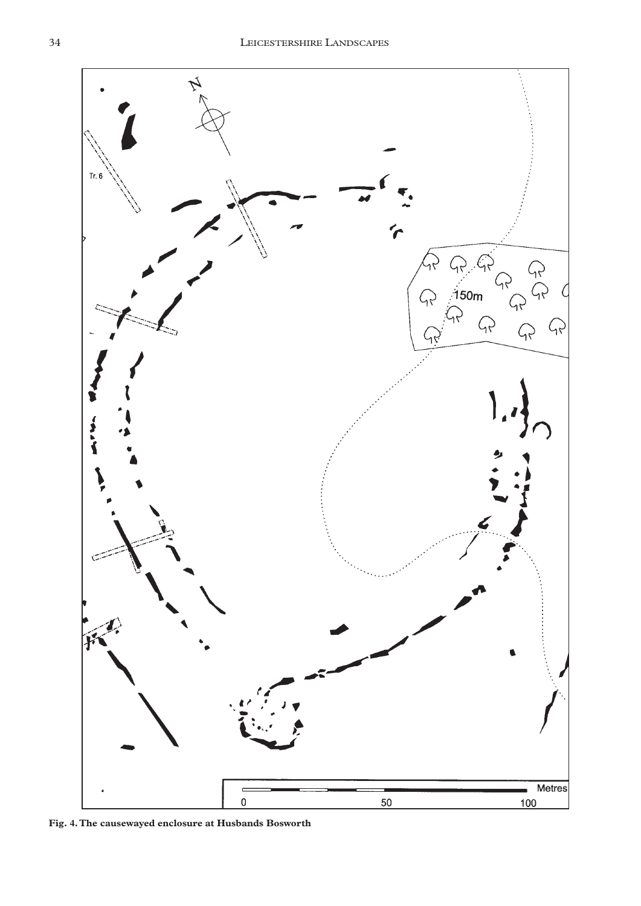**Fig. 4. The causewayed enclosure at Husbands Bosworth**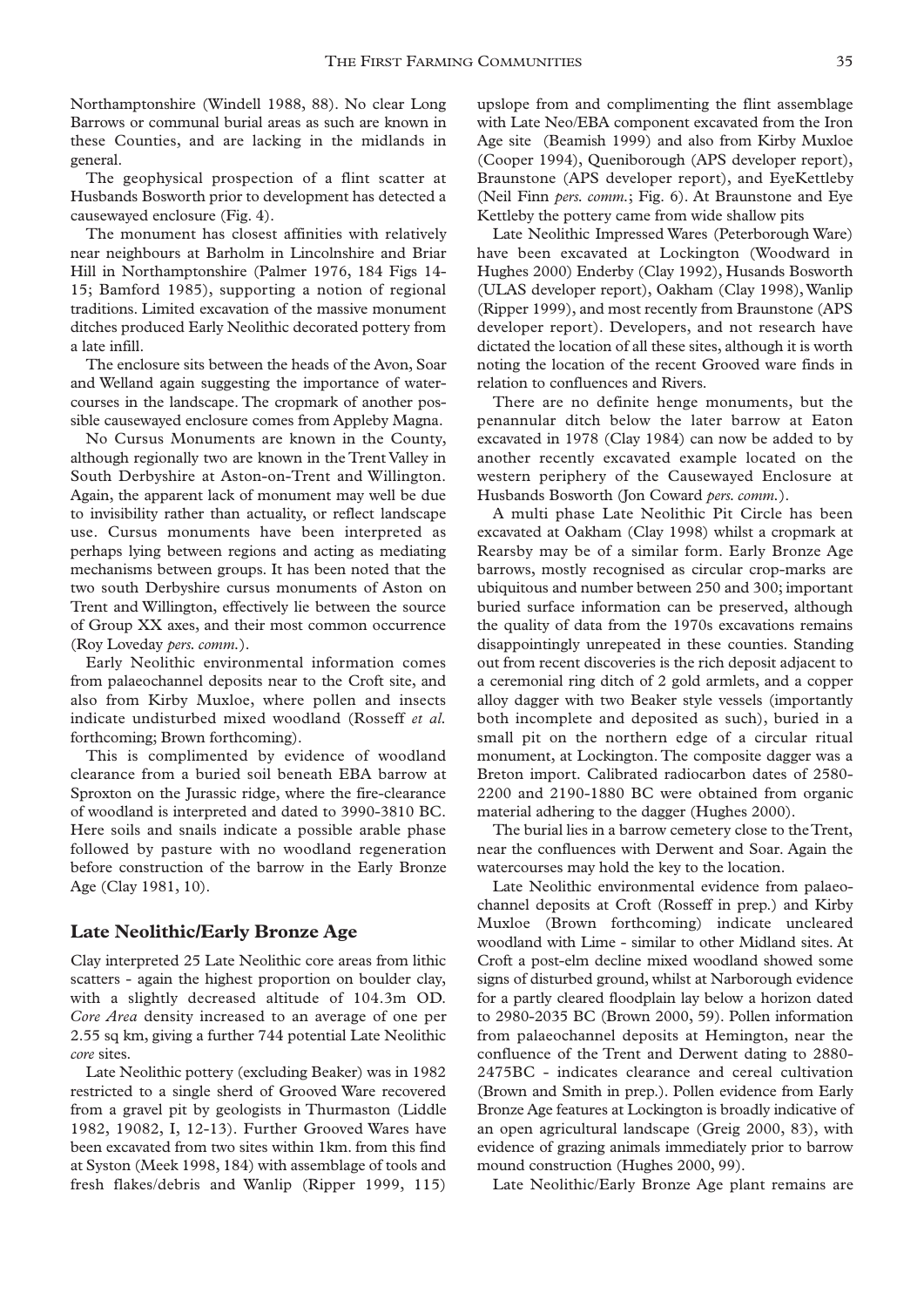Northamptonshire (Windell 1988, 88). No clear Long Barrows or communal burial areas as such are known in these Counties, and are lacking in the midlands in general.

The geophysical prospection of a flint scatter at Husbands Bosworth prior to development has detected a causewayed enclosure (Fig. 4).

The monument has closest affinities with relatively near neighbours at Barholm in Lincolnshire and Briar Hill in Northamptonshire (Palmer 1976, 184 Figs 14-15; Bamford 1985), supporting a notion of regional traditions. Limited excavation of the massive monument ditches produced Early Neolithic decorated pottery from a late infill.

The enclosure sits between the heads of the Avon, Soar and Welland again suggesting the importance of watercourses in the landscape. The cropmark of another possible causewayed enclosure comes from Appleby Magna.

No Cursus Monuments are known in the County, although regionally two are known in the Trent Valley in South Derbyshire at Aston-on-Trent and Willington. Again, the apparent lack of monument may well be due to invisibility rather than actuality, or reflect landscape use. Cursus monuments have been interpreted as perhaps lying between regions and acting as mediating mechanisms between groups. It has been noted that the two south Derbyshire cursus monuments of Aston on Trent and Willington, effectively lie between the source of Group XX axes, and their most common occurrence (Roy Loveday *pers. comm.*).

Early Neolithic environmental information comes from palaeochannel deposits near to the Croft site, and also from Kirby Muxloe, where pollen and insects indicate undisturbed mixed woodland (Rosseff *et al.* forthcoming; Brown forthcoming).

This is complimented by evidence of woodland clearance from a buried soil beneath EBA barrow at Sproxton on the Jurassic ridge, where the fire-clearance of woodland is interpreted and dated to 3990-3810 BC. Here soils and snails indicate a possible arable phase followed by pasture with no woodland regeneration before construction of the barrow in the Early Bronze Age (Clay 1981, 10).

## Late Neolithic/Early Bronze Age

Clay interpreted 25 Late Neolithic core areas from lithic scatters - again the highest proportion on boulder clay, with a slightly decreased altitude of 104.3m OD. *Core Area* density increased to an average of one per 2.55 sq km, giving a further 744 potential Late Neolithic *core* sites.

Late Neolithic pottery (excluding Beaker) was in 1982 restricted to a single sherd of Grooved Ware recovered from a gravel pit by geologists in Thurmaston (Liddle 1982, 19082, I, 12-13). Further Grooved Wares have been excavated from two sites within 1km. from this find at Syston (Meek 1998, 184) with assemblage of tools and fresh flakes/debris and Wanlip (Ripper 1999, 115) upslope from and complimenting the flint assemblage with Late Neo/EBA component excavated from the Iron Age site (Beamish 1999) and also from Kirby Muxloe (Cooper 1994), Queniborough (APS developer report), Braunstone (APS developer report), and EyeKettleby (Neil Finn *pers. comm.*; Fig. 6). At Braunstone and Eye Kettleby the pottery came from wide shallow pits

Late Neolithic Impressed Wares (Peterborough Ware) have been excavated at Lockington (Woodward in Hughes 2000) Enderby (Clay 1992), Husands Bosworth (ULAS developer report), Oakham (Clay 1998), Wanlip (Ripper 1999), and most recently from Braunstone (APS developer report). Developers, and not research have dictated the location of all these sites, although it is worth noting the location of the recent Grooved ware finds in relation to confluences and Rivers.

There are no definite henge monuments, but the penannular ditch below the later barrow at Eaton excavated in 1978 (Clay 1984) can now be added to by another recently excavated example located on the western periphery of the Causewayed Enclosure at Husbands Bosworth (Jon Coward *pers. comm.*).

A multi phase Late Neolithic Pit Circle has been excavated at Oakham (Clay 1998) whilst a cropmark at Rearsby may be of a similar form. Early Bronze Age barrows, mostly recognised as circular crop-marks are ubiquitous and number between 250 and 300; important buried surface information can be preserved, although the quality of data from the 1970s excavations remains disappointingly unrepeated in these counties. Standing out from recent discoveries is the rich deposit adjacent to a ceremonial ring ditch of 2 gold armlets, and a copper alloy dagger with two Beaker style vessels (importantly both incomplete and deposited as such), buried in a small pit on the northern edge of a circular ritual monument, at Lockington. The composite dagger was a Breton import. Calibrated radiocarbon dates of 2580-2200 and 2190-1880 BC were obtained from organic material adhering to the dagger (Hughes 2000).

The burial lies in a barrow cemetery close to the Trent, near the confluences with Derwent and Soar. Again the watercourses may hold the key to the location.

Late Neolithic environmental evidence from palaeochannel deposits at Croft (Rosseff in prep.) and Kirby Muxloe (Brown forthcoming) indicate uncleared woodland with Lime - similar to other Midland sites. At Croft a post-elm decline mixed woodland showed some signs of disturbed ground, whilst at Narborough evidence for a partly cleared floodplain lay below a horizon dated to 2980-2035 BC (Brown 2000, 59). Pollen information from palaeochannel deposits at Hemington, near the confluence of the Trent and Derwent dating to 2880-2475BC - indicates clearance and cereal cultivation (Brown and Smith in prep.). Pollen evidence from Early Bronze Age features at Lockington is broadly indicative of an open agricultural landscape (Greig 2000, 83), with evidence of grazing animals immediately prior to barrow mound construction (Hughes 2000, 99).

Late Neolithic/Early Bronze Age plant remains are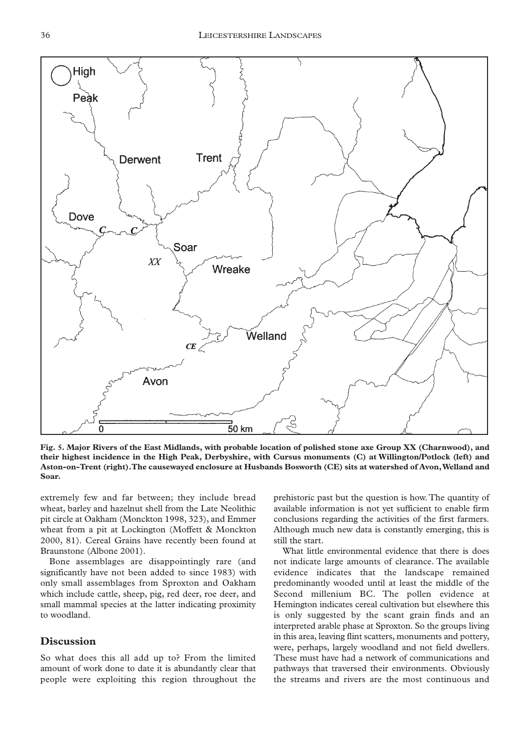Fig. 5. Major Rivers of the East Midlands, with probable location of polished stone axe Group XX (Charnwood), and their highest incidence in the High Peak, Derbyshire, with Cursus monuments (C) at Willington/Potlock (left) and Aston-on-Trent (right). The causewayed enclosure at Husbands Bosworth (CE) sits at watershed of Avon, Welland and Soar.

extremely few and far between; they include bread wheat, barley and hazelnut shell from the Late Neolithic pit circle at Oakham (Monckton 1998, 323), and Emmer wheat from a pit at Lockington (Moffett & Monckton 2000, 81). Cereal Grains have recently been found at Braunstone (Albone 2001).

Bone assemblages are disappointingly rare (and significantly have not been added to since 1983) with only small assemblages from Sproxton and Oakham which include cattle, sheep, pig, red deer, roe deer, and small mammal species at the latter indicating proximity to woodland.

## Discussion

So what does this all add up to? From the limited amount of work done to date it is abundantly clear that people were exploiting this region throughout the prehistoric past but the question is how. The quantity of available information is not yet sufficient to enable firm conclusions regarding the activities of the first farmers. Although much new data is constantly emerging, this is still the start.

What little environmental evidence that there is does not indicate large amounts of clearance. The available evidence indicates that the landscape remained predominantly wooded until at least the middle of the Second millenium BC. The pollen evidence at Hemington indicates cereal cultivation but elsewhere this is only suggested by the scant grain finds and an interpreted arable phase at Sproxton. So the groups living in this area, leaving flint scatters, monuments and pottery, were, perhaps, largely woodland and not field dwellers. These must have had a network of communications and pathways that traversed their environments. Obviously the streams and rivers are the most continuous and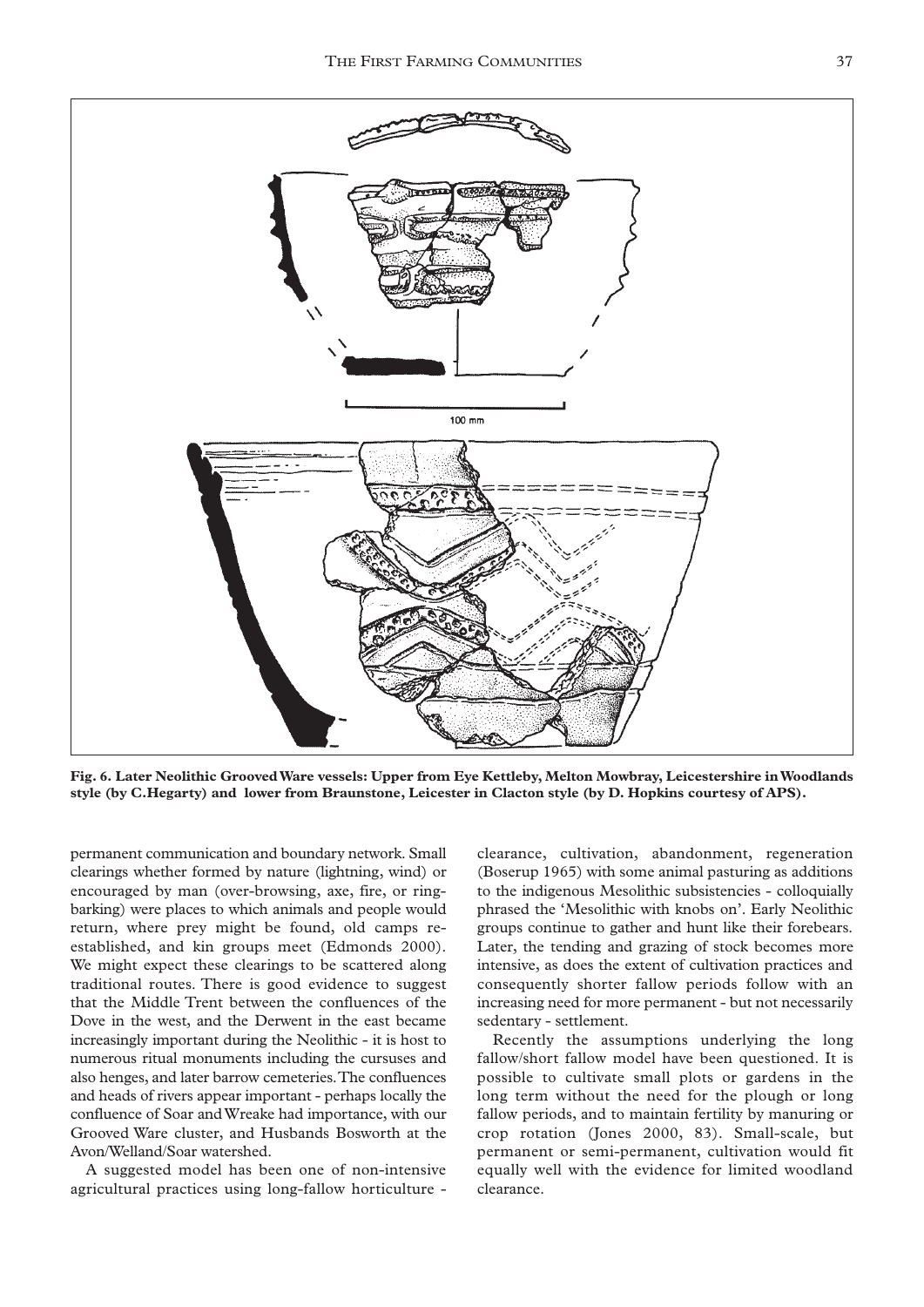100 mm

**Fig. 6. Later Neolithic Grooved Ware vessels: Upper from Eye Kettleby, Melton Mowbray, Leicestershire in Woodlands style (by C.Hegarty) and lower from Braunstone, Leicester in Clacton style (by D. Hopkins courtesy of APS).**

permanent communication and boundary network. Small clearings whether formed by nature (lightning, wind) or encouraged by man (over-browsing, axe, fire, or ring-barking) were places to which animals and people would return, where prey might be found, old camps re-established, and kin groups meet (Edmonds 2000). We might expect these clearings to be scattered along traditional routes. There is good evidence to suggest that the Middle Trent between the confluences of the Dove in the west, and the Derwent in the east became increasingly important during the Neolithic - it is host to numerous ritual monuments including the cursuses and also henges, and later barrow cemeteries. The confluences and heads of rivers appear important - perhaps locally the confluence of Soar and Wreake had importance, with our Grooved Ware cluster, and Husbands Bosworth at the Avon/Welland/Soar watershed.

A suggested model has been one of non-intensive agricultural practices using long-fallow horticulture - clearance, cultivation, abandonment, regeneration (Boserup 1965) with some animal pasturing as additions to the indigenous Mesolithic subsistencies - colloquially phrased the 'Mesolithic with knobs on'. Early Neolithic groups continue to gather and hunt like their forebears. Later, the tending and grazing of stock becomes more intensive, as does the extent of cultivation practices and consequently shorter fallow periods follow with an increasing need for more permanent - but not necessarily sedentary - settlement.

Recently the assumptions underlying the long fallow/short fallow model have been questioned. It is possible to cultivate small plots or gardens in the long term without the need for the plough or long fallow periods, and to maintain fertility by manuring or crop rotation (Jones 2000, 83). Small-scale, but permanent or semi-permanent, cultivation would fit equally well with the evidence for limited woodland clearance.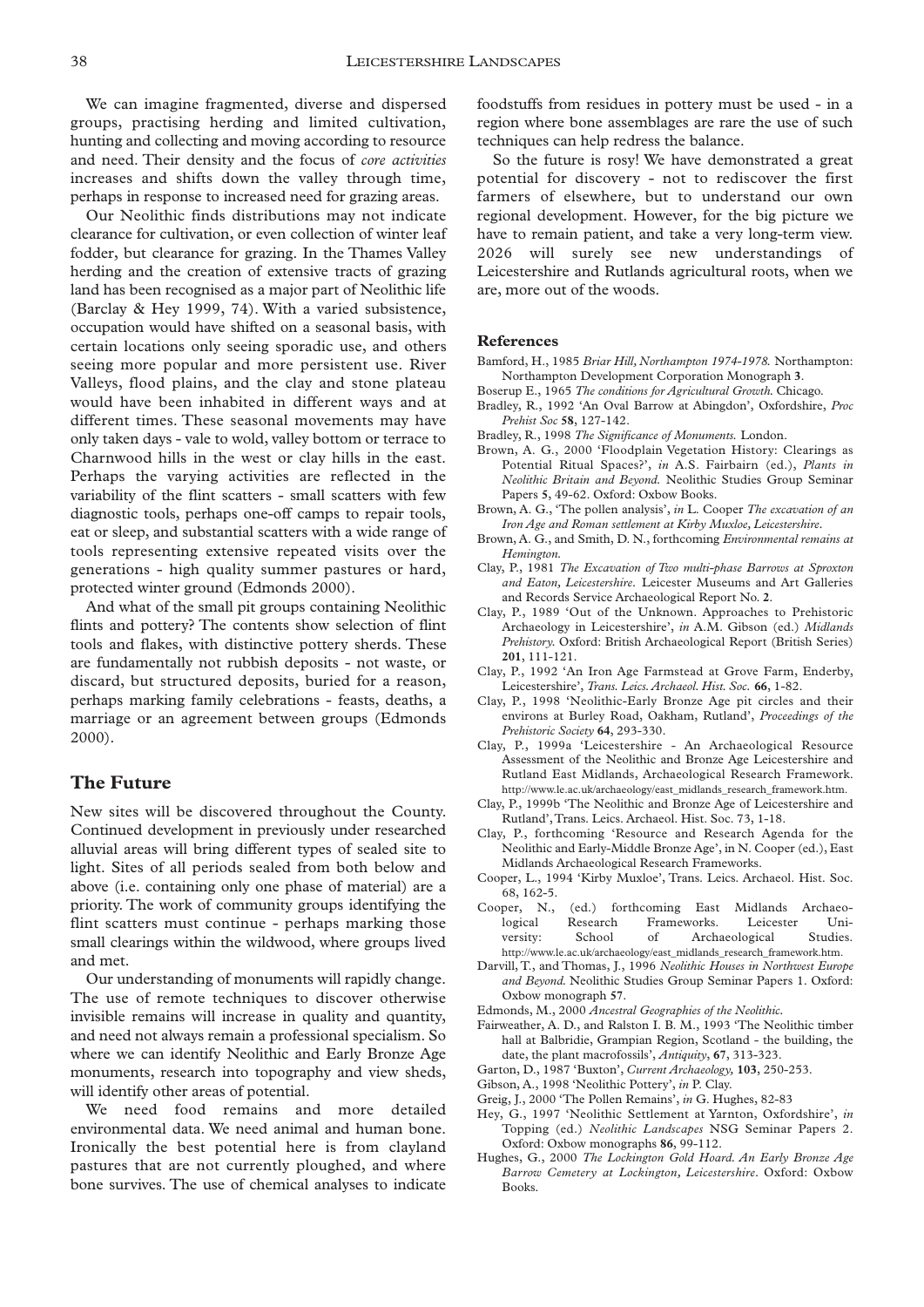We can imagine fragmented, diverse and dispersed groups, practising herding and limited cultivation, hunting and collecting and moving according to resource and need. Their density and the focus of *core activities* increases and shifts down the valley through time, perhaps in response to increased need for grazing areas.

Our Neolithic finds distributions may not indicate clearance for cultivation, or even collection of winter leaf fodder, but clearance for grazing. In the Thames Valley herding and the creation of extensive tracts of grazing land has been recognised as a major part of Neolithic life (Barclay & Hey 1999, 74). With a varied subsistence, occupation would have shifted on a seasonal basis, with certain locations only seeing sporadic use, and others seeing more popular and more persistent use. River Valleys, flood plains, and the clay and stone plateau would have been inhabited in different ways and at different times. These seasonal movements may have only taken days - vale to wold, valley bottom or terrace to Charnwood hills in the west or clay hills in the east. Perhaps the varying activities are reflected in the variability of the flint scatters - small scatters with few diagnostic tools, perhaps one-off camps to repair tools, eat or sleep, and substantial scatters with a wide range of tools representing extensive repeated visits over the generations - high quality summer pastures or hard, protected winter ground (Edmonds 2000).

And what of the small pit groups containing Neolithic flints and pottery? The contents show selection of flint tools and flakes, with distinctive pottery sherds. These are fundamentally not rubbish deposits - not waste, or discard, but structured deposits, buried for a reason, perhaps marking family celebrations - feasts, deaths, a marriage or an agreement between groups (Edmonds 2000).

## The Future

New sites will be discovered throughout the County. Continued development in previously under researched alluvial areas will bring different types of sealed site to light. Sites of all periods sealed from both below and above (i.e. containing only one phase of material) are a priority. The work of community groups identifying the flint scatters must continue - perhaps marking those small clearings within the wildwood, where groups lived and met.

Our understanding of monuments will rapidly change. The use of remote techniques to discover otherwise invisible remains will increase in quality and quantity, and need not always remain a professional specialism. So where we can identify Neolithic and Early Bronze Age monuments, research into topography and view sheds, will identify other areas of potential.

We need food remains and more detailed environmental data. We need animal and human bone. Ironically the best potential here is from clayland pastures that are not currently ploughed, and where bone survives. The use of chemical analyses to indicate foodstuffs from residues in pottery must be used - in a region where bone assemblages are rare the use of such techniques can help redress the balance.

So the future is rosy! We have demonstrated a great potential for discovery - not to rediscover the first farmers of elsewhere, but to understand our own regional development. However, for the big picture we have to remain patient, and take a very long-term view. 2026 will surely see new understandings of Leicestershire and Rutlands agricultural roots, when we are, more out of the woods.

### References

Bamford, H., 1985 *Briar Hill, Northampton 1974-1978.* Northampton: Northampton Development Corporation Monograph **3**.

Boserup E., 1965 *The conditions for Agricultural Growth.* Chicago.

Bradley, R., 1992 'An Oval Barrow at Abingdon', Oxfordshire, *Proc Prehist Soc* **58**, 127-142.

Bradley, R., 1998 *The Significance of Monuments.* London.

Brown, A. G., 2000 'Floodplain Vegetation History: Clearings as Potential Ritual Spaces?', *in* A.S. Fairbairn (ed.), *Plants in Neolithic Britain and Beyond.* Neolithic Studies Group Seminar Papers **5**, 49-62. Oxford: Oxbow Books.

Brown, A. G., 'The pollen analysis', *in* L. Cooper *The excavation of an Iron Age and Roman settlement at Kirby Muxloe, Leicestershire*.

Brown, A. G., and Smith, D. N., forthcoming *Environmental remains at Hemington.*

Clay, P., 1981 *The Excavation of Two multi-phase Barrows at Sproxton and Eaton, Leicestershire.* Leicester Museums and Art Galleries and Records Service Archaeological Report No. **2**.

Clay, P., 1989 'Out of the Unknown. Approaches to Prehistoric Archaeology in Leicestershire', *in* A.M. Gibson (ed.) *Midlands Prehistory.* Oxford: British Archaeological Report (British Series) **201**, 111-121.

Clay, P., 1992 'An Iron Age Farmstead at Grove Farm, Enderby, Leicestershire', *Trans. Leics. Archaeol. Hist. Soc.* **66**, 1-82.

Clay, P., 1998 'Neolithic-Early Bronze Age pit circles and their environs at Burley Road, Oakham, Rutland', *Proceedings of the Prehistoric Society* **64**, 293-330.

Clay, P., 1999a 'Leicestershire - An Archaeological Resource Assessment of the Neolithic and Bronze Age Leicestershire and Rutland East Midlands, Archaeological Research Framework. http://www.le.ac.uk/archaeology/east_midlands_research_framework.htm.

Clay, P., 1999b 'The Neolithic and Bronze Age of Leicestershire and Rutland', Trans. Leics. Archaeol. Hist. Soc. 73, 1-18.

Clay, P., forthcoming 'Resource and Research Agenda for the Neolithic and Early-Middle Bronze Age', in N. Cooper (ed.), East Midlands Archaeological Research Frameworks.

Cooper, L., 1994 'Kirby Muxloe', Trans. Leics. Archaeol. Hist. Soc. 68, 162-5.

Cooper, N., (ed.) forthcoming East Midlands Archaeological Research Frameworks. Leicester University: School of Archaeological Studies. http://www.le.ac.uk/archaeology/east_midlands_research_framework.htm.

Darvill, T., and Thomas, J., 1996 *Neolithic Houses in Northwest Europe and Beyond.* Neolithic Studies Group Seminar Papers 1. Oxford: Oxbow monograph **57**.

Edmonds, M., 2000 *Ancestral Geographies of the Neolithic*.

Fairweather, A. D., and Ralston I. B. M., 1993 'The Neolithic timber hall at Balbridie, Grampian Region, Scotland - the building, the date, the plant macrofossils', *Antiquity*, **67**, 313-323.

Garton, D., 1987 'Buxton', *Current Archaeology,* **103**, 250-253.

Gibson, A., 1998 'Neolithic Pottery', *in* P. Clay.

Greig, J., 2000 'The Pollen Remains', *in* G. Hughes, 82-83

Hey, G., 1997 'Neolithic Settlement at Yarnton, Oxfordshire', *in* Topping (ed.) *Neolithic Landscapes* NSG Seminar Papers 2. Oxford: Oxbow monographs **86**, 99-112.

Hughes, G., 2000 *The Lockington Gold Hoard. An Early Bronze Age Barrow Cemetery at Lockington, Leicestershire*. Oxford: Oxbow Books.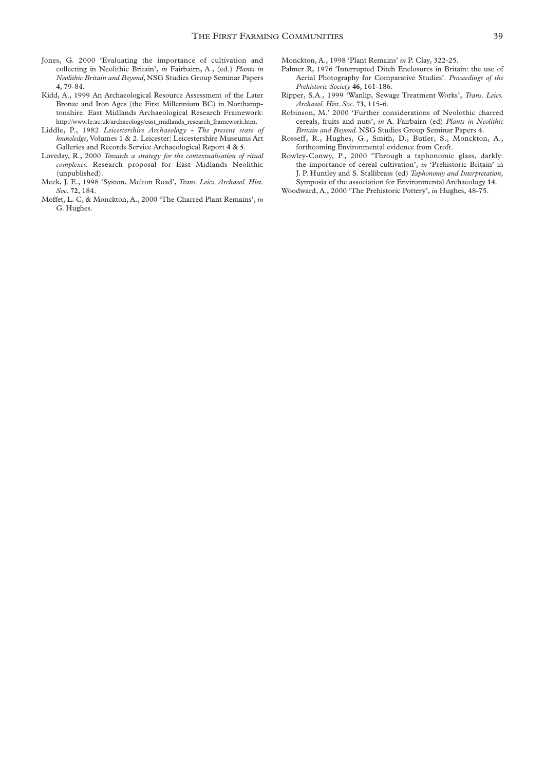Jones, G. 2000 'Evaluating the importance of cultivation and collecting in Neolithic Britain', *in* Fairbairn, A., (ed.) *Plants in Neolithic Britain and Beyond,* NSG Studies Group Seminar Papers **4**, 79-84.

Kidd, A., 1999 An Archaeological Resource Assessment of the Later Bronze and Iron Ages (the First Millennium BC) in Northamptonshire. East Midlands Archaeological Research Framework: http://www.le.ac.uk/archaeology/east_midlands_research_framework.htm.

Liddle, P., 1982 *Leicestershire Archaeology - The present state of knowledge,* Volumes 1 & 2. Leicester: Leicestershire Museums Art Galleries and Records Service Archaeological Report **4** & **5**.

Loveday, R., 2000 *Towards a strategy for the contextualisation of ritual complexes.* Research proposal for East Midlands Neolithic (unpublished).

Meek, J. E., 1998 'Syston, Melton Road', *Trans. Leics. Archaeol. Hist. Soc.* **72**, 184.

Moffet, L. C, & Monckton, A., 2000 'The Charred Plant Remains', *in* G. Hughes.

Monckton, A., 1998 'Plant Remains' *in* P. Clay, 322-25.

Palmer R, 1976 'Interrupted Ditch Enclosures in Britain: the use of Aerial Photography for Comparative Studies'. *Proceedings of the Prehistoric Society* **46**, 161-186.

Ripper, S.A., 1999 'Wanlip, Sewage Treatment Works', *Trans. Leics. Archaeol. Hist. Soc.* **73**, 115-6.

Robinson, M.' 2000 'Further considerations of Neolothic charred cereals, fruits and nuts', *in* A. Fairbairn (ed) *Plants in Neolithic Britain and Beyond.* NSG Studies Group Seminar Papers 4.

Rosseff, R., Hughes, G., Smith, D., Butler, S., Monckton, A., forthcoming Environmental evidence from Croft.

Rowley-Conwy, P., 2000 'Through a taphonomic glass, darkly: the importance of cereal cultivation', *in* 'Prehistoric Britain' in J. P. Huntley and S. Stallibrass (ed) *Taphonomy and Interpretation,* Symposia of the association for Environmental Archaeology **14**.

Woodward, A., 2000 'The Prehistoric Pottery', *in* Hughes, 48-75.